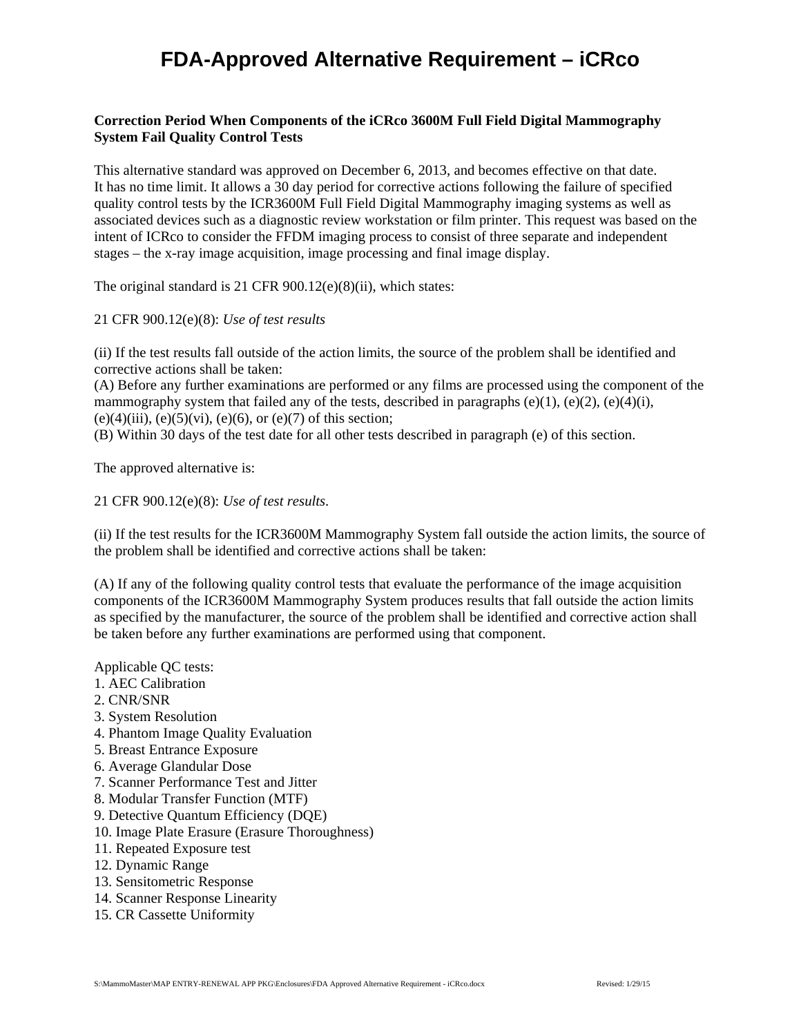# FDA-Approved Alternative Requirement – iCRco

**Correction Period When Components of the iCRco 3600M Full Field Digital Mammography System Fail Quality Control Tests**

This alternative standard was approved on December 6, 2013, and becomes effective on that date. It has no time limit. It allows a 30 day period for corrective actions following the failure of specified quality control tests by the ICR3600M Full Field Digital Mammography imaging systems as well as associated devices such as a diagnostic review workstation or film printer. This request was based on the intent of ICRco to consider the FFDM imaging process to consist of three separate and independent stages – the x-ray image acquisition, image processing and final image display.

The original standard is 21 CFR 900.12(e)(8)(ii), which states:

21 CFR 900.12(e)(8): *Use of test results*

(ii) If the test results fall outside of the action limits, the source of the problem shall be identified and corrective actions shall be taken:
(A) Before any further examinations are performed or any films are processed using the component of the mammography system that failed any of the tests, described in paragraphs (e)(1), (e)(2), (e)(4)(i), (e)(4)(iii), (e)(5)(vi), (e)(6), or (e)(7) of this section;
(B) Within 30 days of the test date for all other tests described in paragraph (e) of this section.

The approved alternative is:

21 CFR 900.12(e)(8): *Use of test results*.

(ii) If the test results for the ICR3600M Mammography System fall outside the action limits, the source of the problem shall be identified and corrective actions shall be taken:

(A) If any of the following quality control tests that evaluate the performance of the image acquisition components of the ICR3600M Mammography System produces results that fall outside the action limits as specified by the manufacturer, the source of the problem shall be identified and corrective action shall be taken before any further examinations are performed using that component.

Applicable QC tests:
1. AEC Calibration
2. CNR/SNR
3. System Resolution
4. Phantom Image Quality Evaluation
5. Breast Entrance Exposure
6. Average Glandular Dose
7. Scanner Performance Test and Jitter
8. Modular Transfer Function (MTF)
9. Detective Quantum Efficiency (DQE)
10. Image Plate Erasure (Erasure Thoroughness)
11. Repeated Exposure test
12. Dynamic Range
13. Sensitometric Response
14. Scanner Response Linearity
15. CR Cassette Uniformity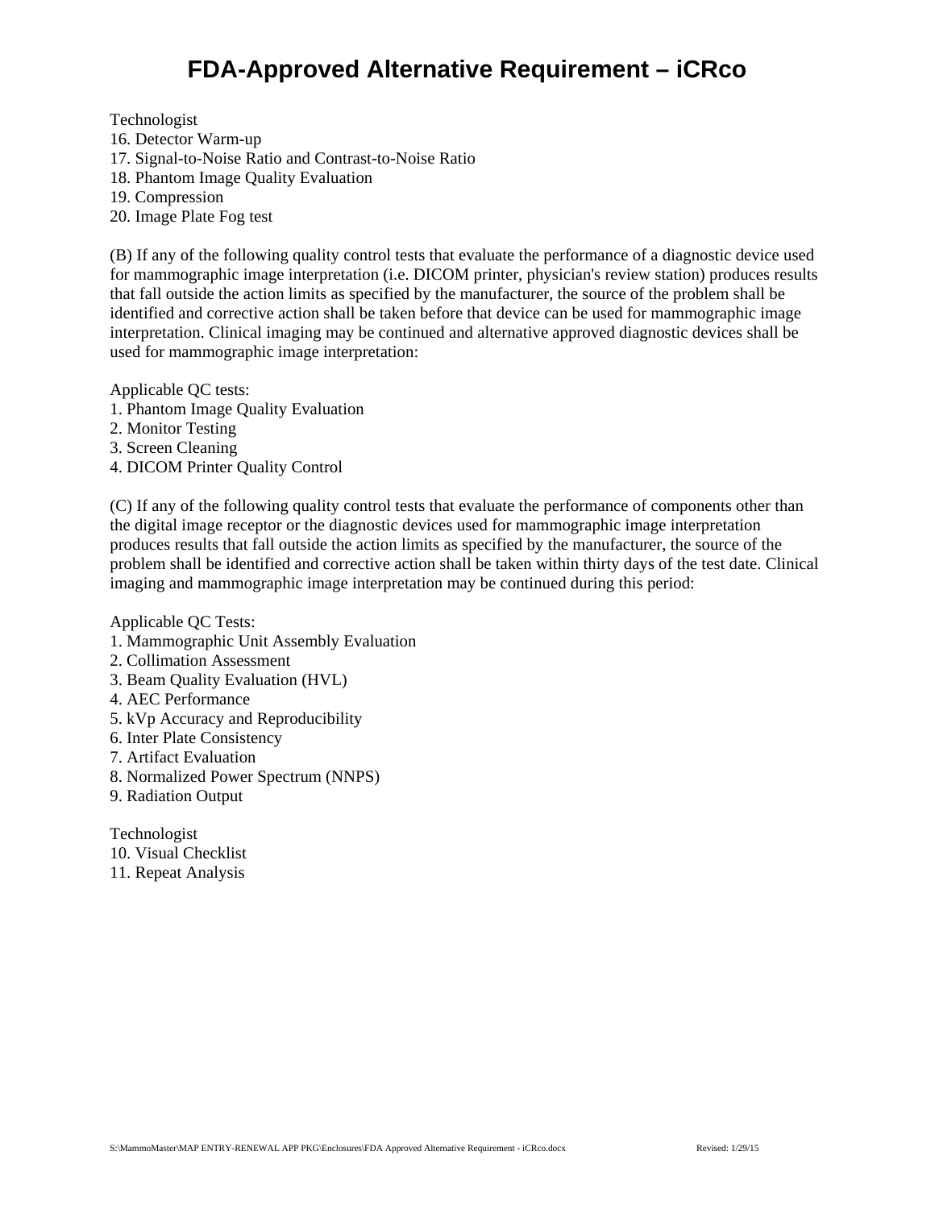# FDA-Approved Alternative Requirement – iCRco

Technologist
16. Detector Warm-up
17. Signal-to-Noise Ratio and Contrast-to-Noise Ratio
18. Phantom Image Quality Evaluation
19. Compression
20. Image Plate Fog test

(B) If any of the following quality control tests that evaluate the performance of a diagnostic device used for mammographic image interpretation (i.e. DICOM printer, physician's review station) produces results that fall outside the action limits as specified by the manufacturer, the source of the problem shall be identified and corrective action shall be taken before that device can be used for mammographic image interpretation. Clinical imaging may be continued and alternative approved diagnostic devices shall be used for mammographic image interpretation:

Applicable QC tests:
1. Phantom Image Quality Evaluation
2. Monitor Testing
3. Screen Cleaning
4. DICOM Printer Quality Control

(C) If any of the following quality control tests that evaluate the performance of components other than the digital image receptor or the diagnostic devices used for mammographic image interpretation produces results that fall outside the action limits as specified by the manufacturer, the source of the problem shall be identified and corrective action shall be taken within thirty days of the test date. Clinical imaging and mammographic image interpretation may be continued during this period:

Applicable QC Tests:
1. Mammographic Unit Assembly Evaluation
2. Collimation Assessment
3. Beam Quality Evaluation (HVL)
4. AEC Performance
5. kVp Accuracy and Reproducibility
6. Inter Plate Consistency
7. Artifact Evaluation
8. Normalized Power Spectrum (NNPS)
9. Radiation Output

Technologist
10. Visual Checklist
11. Repeat Analysis